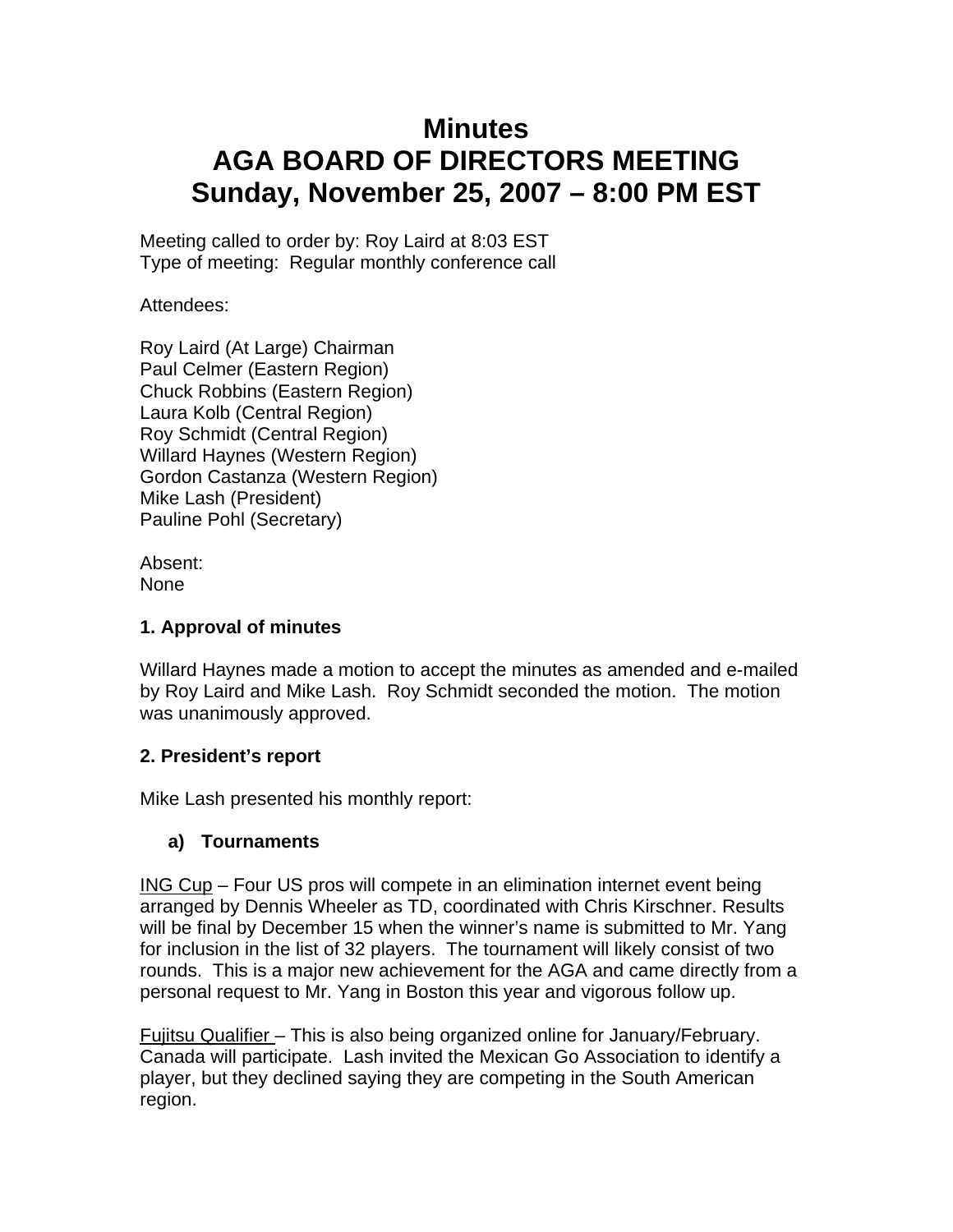# Minutes
# AGA BOARD OF DIRECTORS MEETING
# Sunday, November 25, 2007 – 8:00 PM EST

Meeting called to order by: Roy Laird at 8:03 EST
Type of meeting: Regular monthly conference call

Attendees:

Roy Laird (At Large) Chairman
Paul Celmer (Eastern Region)
Chuck Robbins (Eastern Region)
Laura Kolb (Central Region)
Roy Schmidt (Central Region)
Willard Haynes (Western Region)
Gordon Castanza (Western Region)
Mike Lash (President)
Pauline Pohl (Secretary)

Absent:
None

**1. Approval of minutes**

Willard Haynes made a motion to accept the minutes as amended and e-mailed by Roy Laird and Mike Lash. Roy Schmidt seconded the motion. The motion was unanimously approved.

**2. President's report**

Mike Lash presented his monthly report:

**a) Tournaments**

ING Cup – Four US pros will compete in an elimination internet event being arranged by Dennis Wheeler as TD, coordinated with Chris Kirschner. Results will be final by December 15 when the winner's name is submitted to Mr. Yang for inclusion in the list of 32 players. The tournament will likely consist of two rounds. This is a major new achievement for the AGA and came directly from a personal request to Mr. Yang in Boston this year and vigorous follow up.

Fujitsu Qualifier – This is also being organized online for January/February. Canada will participate. Lash invited the Mexican Go Association to identify a player, but they declined saying they are competing in the South American region.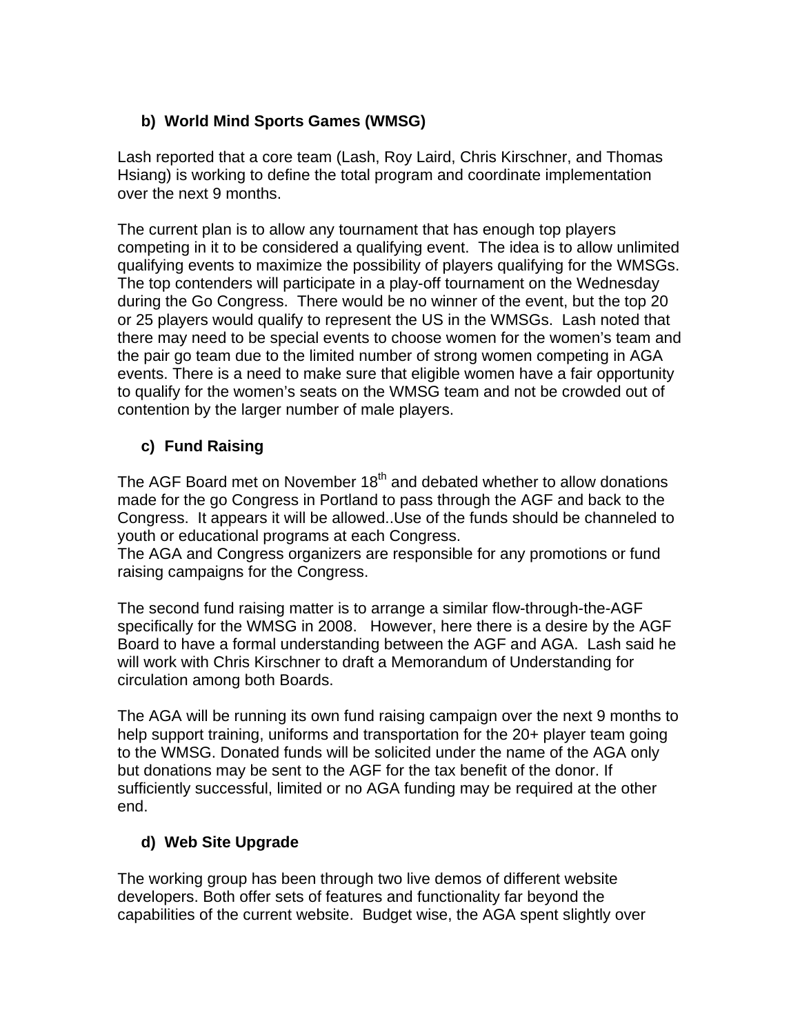### b) World Mind Sports Games (WMSG)

Lash reported that a core team (Lash, Roy Laird, Chris Kirschner, and Thomas Hsiang) is working to define the total program and coordinate implementation over the next 9 months.

The current plan is to allow any tournament that has enough top players competing in it to be considered a qualifying event. The idea is to allow unlimited qualifying events to maximize the possibility of players qualifying for the WMSGs. The top contenders will participate in a play-off tournament on the Wednesday during the Go Congress. There would be no winner of the event, but the top 20 or 25 players would qualify to represent the US in the WMSGs. Lash noted that there may need to be special events to choose women for the women's team and the pair go team due to the limited number of strong women competing in AGA events. There is a need to make sure that eligible women have a fair opportunity to qualify for the women's seats on the WMSG team and not be crowded out of contention by the larger number of male players.

### c) Fund Raising

The AGF Board met on November 18th and debated whether to allow donations made for the go Congress in Portland to pass through the AGF and back to the Congress. It appears it will be allowed..Use of the funds should be channeled to youth or educational programs at each Congress.
The AGA and Congress organizers are responsible for any promotions or fund raising campaigns for the Congress.

The second fund raising matter is to arrange a similar flow-through-the-AGF specifically for the WMSG in 2008. However, here there is a desire by the AGF Board to have a formal understanding between the AGF and AGA. Lash said he will work with Chris Kirschner to draft a Memorandum of Understanding for circulation among both Boards.

The AGA will be running its own fund raising campaign over the next 9 months to help support training, uniforms and transportation for the 20+ player team going to the WMSG. Donated funds will be solicited under the name of the AGA only but donations may be sent to the AGF for the tax benefit of the donor. If sufficiently successful, limited or no AGA funding may be required at the other end.

### d) Web Site Upgrade

The working group has been through two live demos of different website developers. Both offer sets of features and functionality far beyond the capabilities of the current website. Budget wise, the AGA spent slightly over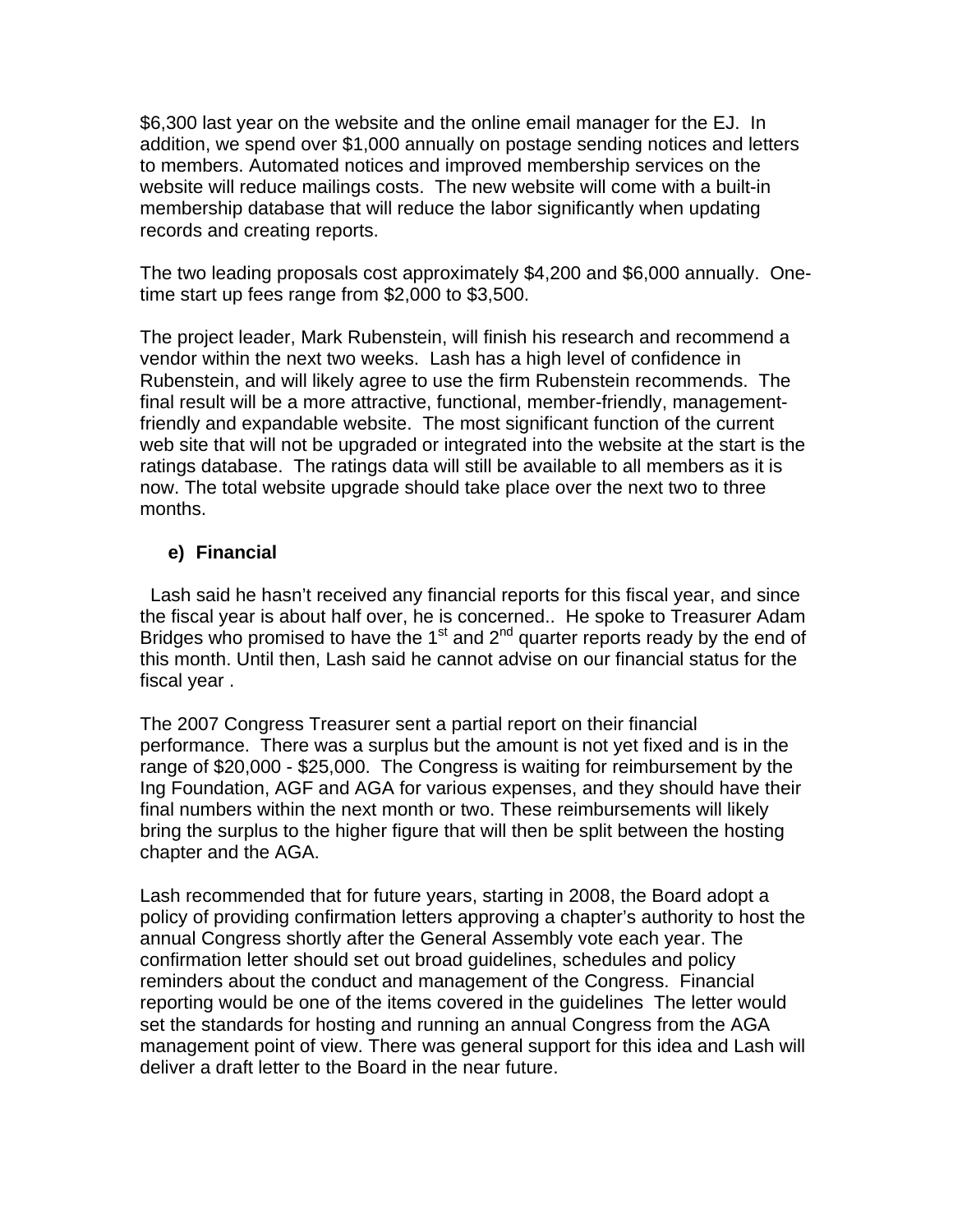$6,300 last year on the website and the online email manager for the EJ. In addition, we spend over $1,000 annually on postage sending notices and letters to members. Automated notices and improved membership services on the website will reduce mailings costs. The new website will come with a built-in membership database that will reduce the labor significantly when updating records and creating reports.

The two leading proposals cost approximately $4,200 and $6,000 annually. One-time start up fees range from $2,000 to $3,500.

The project leader, Mark Rubenstein, will finish his research and recommend a vendor within the next two weeks. Lash has a high level of confidence in Rubenstein, and will likely agree to use the firm Rubenstein recommends. The final result will be a more attractive, functional, member-friendly, management-friendly and expandable website. The most significant function of the current web site that will not be upgraded or integrated into the website at the start is the ratings database. The ratings data will still be available to all members as it is now. The total website upgrade should take place over the next two to three months.

### e) Financial

Lash said he hasn't received any financial reports for this fiscal year, and since the fiscal year is about half over, he is concerned.. He spoke to Treasurer Adam Bridges who promised to have the 1st and 2nd quarter reports ready by the end of this month. Until then, Lash said he cannot advise on our financial status for the fiscal year .

The 2007 Congress Treasurer sent a partial report on their financial performance. There was a surplus but the amount is not yet fixed and is in the range of $20,000 - $25,000. The Congress is waiting for reimbursement by the Ing Foundation, AGF and AGA for various expenses, and they should have their final numbers within the next month or two. These reimbursements will likely bring the surplus to the higher figure that will then be split between the hosting chapter and the AGA.

Lash recommended that for future years, starting in 2008, the Board adopt a policy of providing confirmation letters approving a chapter's authority to host the annual Congress shortly after the General Assembly vote each year. The confirmation letter should set out broad guidelines, schedules and policy reminders about the conduct and management of the Congress. Financial reporting would be one of the items covered in the guidelines The letter would set the standards for hosting and running an annual Congress from the AGA management point of view. There was general support for this idea and Lash will deliver a draft letter to the Board in the near future.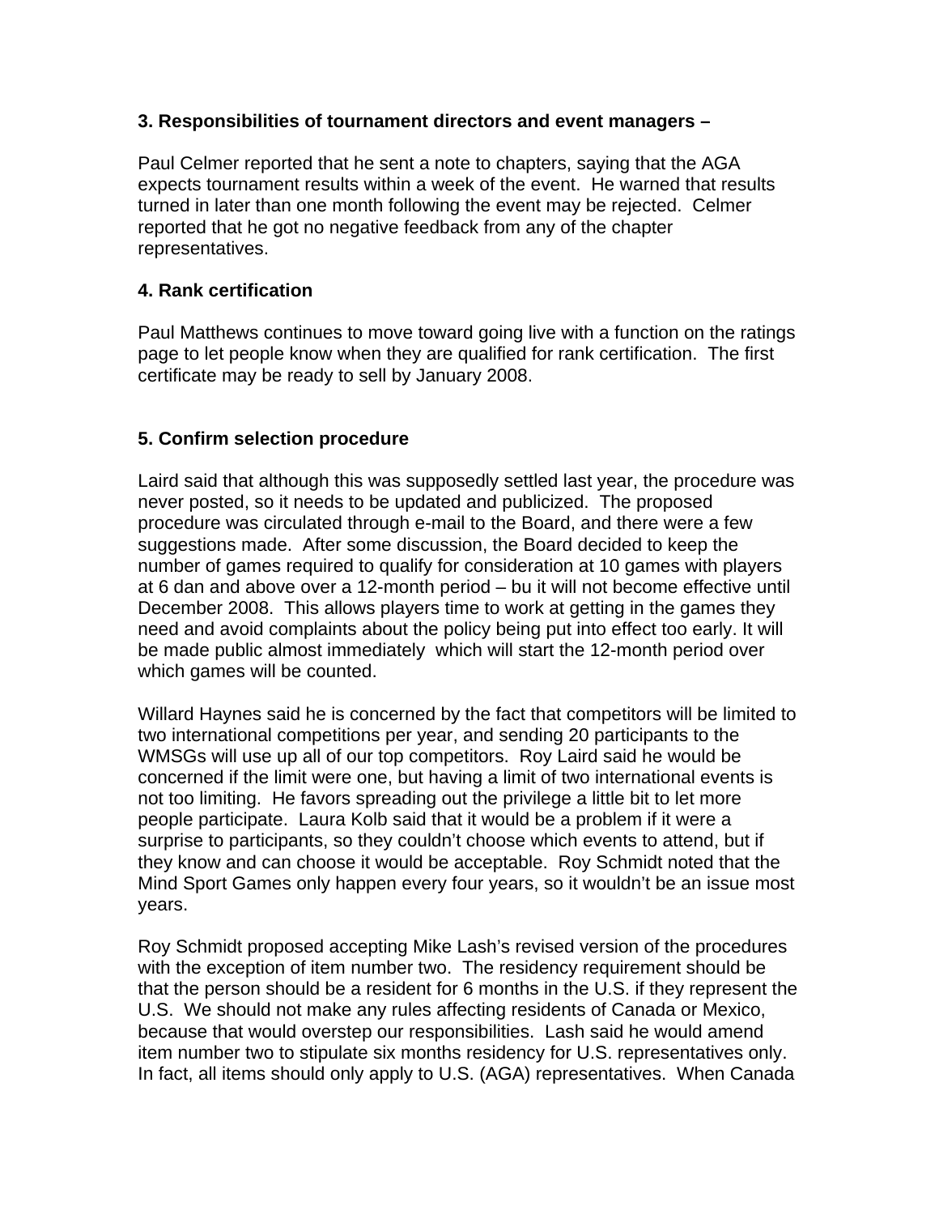**3. Responsibilities of tournament directors and event managers –**

Paul Celmer reported that he sent a note to chapters, saying that the AGA expects tournament results within a week of the event. He warned that results turned in later than one month following the event may be rejected. Celmer reported that he got no negative feedback from any of the chapter representatives.

**4. Rank certification**

Paul Matthews continues to move toward going live with a function on the ratings page to let people know when they are qualified for rank certification. The first certificate may be ready to sell by January 2008.

**5. Confirm selection procedure**

Laird said that although this was supposedly settled last year, the procedure was never posted, so it needs to be updated and publicized. The proposed procedure was circulated through e-mail to the Board, and there were a few suggestions made. After some discussion, the Board decided to keep the number of games required to qualify for consideration at 10 games with players at 6 dan and above over a 12-month period – bu it will not become effective until December 2008. This allows players time to work at getting in the games they need and avoid complaints about the policy being put into effect too early. It will be made public almost immediately which will start the 12-month period over which games will be counted.

Willard Haynes said he is concerned by the fact that competitors will be limited to two international competitions per year, and sending 20 participants to the WMSGs will use up all of our top competitors. Roy Laird said he would be concerned if the limit were one, but having a limit of two international events is not too limiting. He favors spreading out the privilege a little bit to let more people participate. Laura Kolb said that it would be a problem if it were a surprise to participants, so they couldn't choose which events to attend, but if they know and can choose it would be acceptable. Roy Schmidt noted that the Mind Sport Games only happen every four years, so it wouldn't be an issue most years.

Roy Schmidt proposed accepting Mike Lash's revised version of the procedures with the exception of item number two. The residency requirement should be that the person should be a resident for 6 months in the U.S. if they represent the U.S. We should not make any rules affecting residents of Canada or Mexico, because that would overstep our responsibilities. Lash said he would amend item number two to stipulate six months residency for U.S. representatives only. In fact, all items should only apply to U.S. (AGA) representatives. When Canada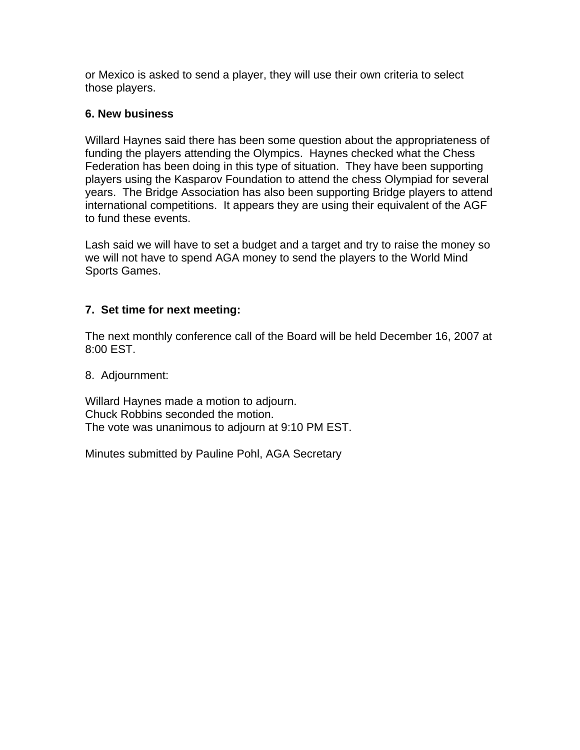or Mexico is asked to send a player, they will use their own criteria to select those players.

**6. New business**

Willard Haynes said there has been some question about the appropriateness of funding the players attending the Olympics. Haynes checked what the Chess Federation has been doing in this type of situation. They have been supporting players using the Kasparov Foundation to attend the chess Olympiad for several years. The Bridge Association has also been supporting Bridge players to attend international competitions. It appears they are using their equivalent of the AGF to fund these events.

Lash said we will have to set a budget and a target and try to raise the money so we will not have to spend AGA money to send the players to the World Mind Sports Games.

**7. Set time for next meeting:**

The next monthly conference call of the Board will be held December 16, 2007 at 8:00 EST.

8. Adjournment:

Willard Haynes made a motion to adjourn.
Chuck Robbins seconded the motion.
The vote was unanimous to adjourn at 9:10 PM EST.

Minutes submitted by Pauline Pohl, AGA Secretary